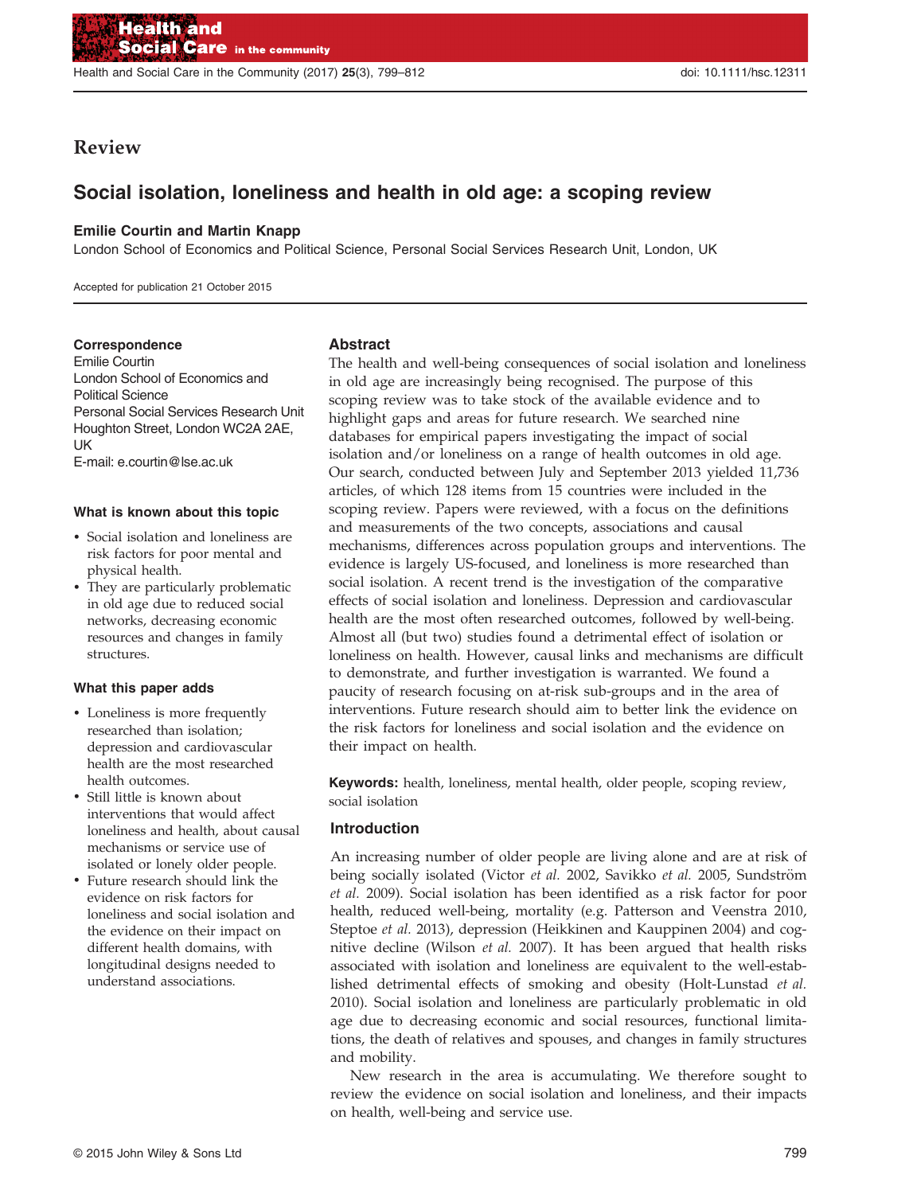# Review

## Social isolation, loneliness and health in old age: a scoping review

**Emilie Courtin and Martin Knapp**

London School of Economics and Political Science, Personal Social Services Research Unit, London, UK

Accepted for publication 21 October 2015

**Correspondence**
Emilie Courtin
London School of Economics and Political Science
Personal Social Services Research Unit
Houghton Street, London WC2A 2AE, UK
E-mail: e.courtin@lse.ac.uk

### What is known about this topic

- Social isolation and loneliness are risk factors for poor mental and physical health.
- They are particularly problematic in old age due to reduced social networks, decreasing economic resources and changes in family structures.

### What this paper adds

- Loneliness is more frequently researched than isolation; depression and cardiovascular health are the most researched health outcomes.
- Still little is known about interventions that would affect loneliness and health, about causal mechanisms or service use of isolated or lonely older people.
- Future research should link the evidence on risk factors for loneliness and social isolation and the evidence on their impact on different health domains, with longitudinal designs needed to understand associations.

### Abstract

The health and well-being consequences of social isolation and loneliness in old age are increasingly being recognised. The purpose of this scoping review was to take stock of the available evidence and to highlight gaps and areas for future research. We searched nine databases for empirical papers investigating the impact of social isolation and/or loneliness on a range of health outcomes in old age. Our search, conducted between July and September 2013 yielded 11,736 articles, of which 128 items from 15 countries were included in the scoping review. Papers were reviewed, with a focus on the definitions and measurements of the two concepts, associations and causal mechanisms, differences across population groups and interventions. The evidence is largely US-focused, and loneliness is more researched than social isolation. A recent trend is the investigation of the comparative effects of social isolation and loneliness. Depression and cardiovascular health are the most often researched outcomes, followed by well-being. Almost all (but two) studies found a detrimental effect of isolation or loneliness on health. However, causal links and mechanisms are difficult to demonstrate, and further investigation is warranted. We found a paucity of research focusing on at-risk sub-groups and in the area of interventions. Future research should aim to better link the evidence on the risk factors for loneliness and social isolation and the evidence on their impact on health.

**Keywords:** health, loneliness, mental health, older people, scoping review, social isolation

### Introduction

An increasing number of older people are living alone and are at risk of being socially isolated (Victor *et al.* 2002, Savikko *et al.* 2005, Sundström *et al.* 2009). Social isolation has been identified as a risk factor for poor health, reduced well-being, mortality (e.g. Patterson and Veenstra 2010, Steptoe *et al.* 2013), depression (Heikkinen and Kauppinen 2004) and cognitive decline (Wilson *et al.* 2007). It has been argued that health risks associated with isolation and loneliness are equivalent to the well-established detrimental effects of smoking and obesity (Holt-Lunstad *et al.* 2010). Social isolation and loneliness are particularly problematic in old age due to decreasing economic and social resources, functional limitations, the death of relatives and spouses, and changes in family structures and mobility.

New research in the area is accumulating. We therefore sought to review the evidence on social isolation and loneliness, and their impacts on health, well-being and service use.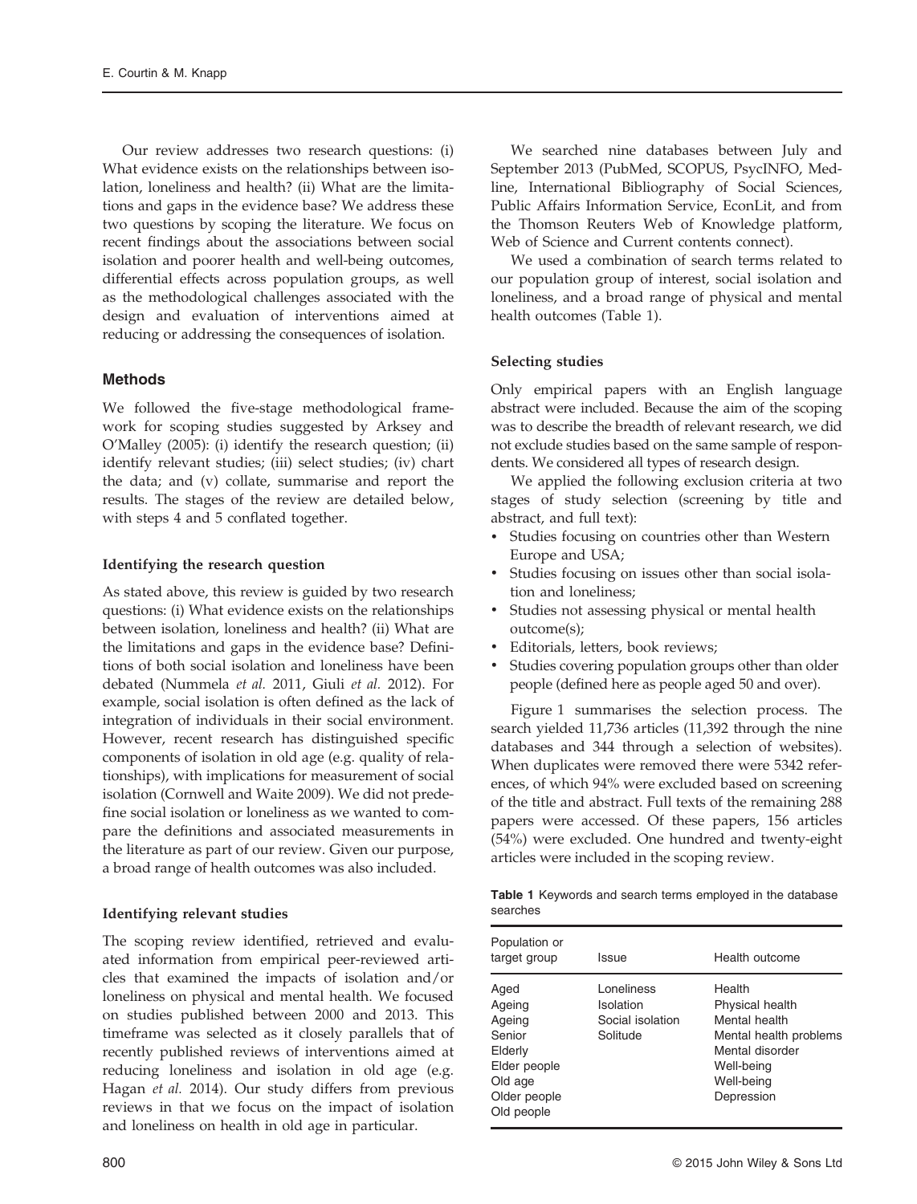Our review addresses two research questions: (i) What evidence exists on the relationships between isolation, loneliness and health? (ii) What are the limitations and gaps in the evidence base? We address these two questions by scoping the literature. We focus on recent findings about the associations between social isolation and poorer health and well-being outcomes, differential effects across population groups, as well as the methodological challenges associated with the design and evaluation of interventions aimed at reducing or addressing the consequences of isolation.

## Methods

We followed the five-stage methodological framework for scoping studies suggested by Arksey and O'Malley (2005): (i) identify the research question; (ii) identify relevant studies; (iii) select studies; (iv) chart the data; and (v) collate, summarise and report the results. The stages of the review are detailed below, with steps 4 and 5 conflated together.

### Identifying the research question

As stated above, this review is guided by two research questions: (i) What evidence exists on the relationships between isolation, loneliness and health? (ii) What are the limitations and gaps in the evidence base? Definitions of both social isolation and loneliness have been debated (Nummela *et al.* 2011, Giuli *et al.* 2012). For example, social isolation is often defined as the lack of integration of individuals in their social environment. However, recent research has distinguished specific components of isolation in old age (e.g. quality of relationships), with implications for measurement of social isolation (Cornwell and Waite 2009). We did not predefine social isolation or loneliness as we wanted to compare the definitions and associated measurements in the literature as part of our review. Given our purpose, a broad range of health outcomes was also included.

### Identifying relevant studies

The scoping review identified, retrieved and evaluated information from empirical peer-reviewed articles that examined the impacts of isolation and/or loneliness on physical and mental health. We focused on studies published between 2000 and 2013. This timeframe was selected as it closely parallels that of recently published reviews of interventions aimed at reducing loneliness and isolation in old age (e.g. Hagan *et al.* 2014). Our study differs from previous reviews in that we focus on the impact of isolation and loneliness on health in old age in particular.

We searched nine databases between July and September 2013 (PubMed, SCOPUS, PsycINFO, Medline, International Bibliography of Social Sciences, Public Affairs Information Service, EconLit, and from the Thomson Reuters Web of Knowledge platform, Web of Science and Current contents connect).

We used a combination of search terms related to our population group of interest, social isolation and loneliness, and a broad range of physical and mental health outcomes (Table 1).

### Selecting studies

Only empirical papers with an English language abstract were included. Because the aim of the scoping was to describe the breadth of relevant research, we did not exclude studies based on the same sample of respondents. We considered all types of research design.

We applied the following exclusion criteria at two stages of study selection (screening by title and abstract, and full text):

- Studies focusing on countries other than Western Europe and USA;
- Studies focusing on issues other than social isolation and loneliness;
- Studies not assessing physical or mental health outcome(s);
- Editorials, letters, book reviews;
- Studies covering population groups other than older people (defined here as people aged 50 and over).

Figure 1 summarises the selection process. The search yielded 11,736 articles (11,392 through the nine databases and 344 through a selection of websites). When duplicates were removed there were 5342 references, of which 94% were excluded based on screening of the title and abstract. Full texts of the remaining 288 papers were accessed. Of these papers, 156 articles (54%) were excluded. One hundred and twenty-eight articles were included in the scoping review.

**Table 1** Keywords and search terms employed in the database searches

| Population or target group | Issue | Health outcome |
|---|---|---|
| Aged | Loneliness | Health |
| Ageing | Isolation | Physical health |
| Ageing | Social isolation | Mental health |
| Senior | Solitude | Mental health problems |
| Elderly | | Mental disorder |
| Elder people | | Well-being |
| Old age | | Well-being |
| Older people | | Depression |
| Old people | | |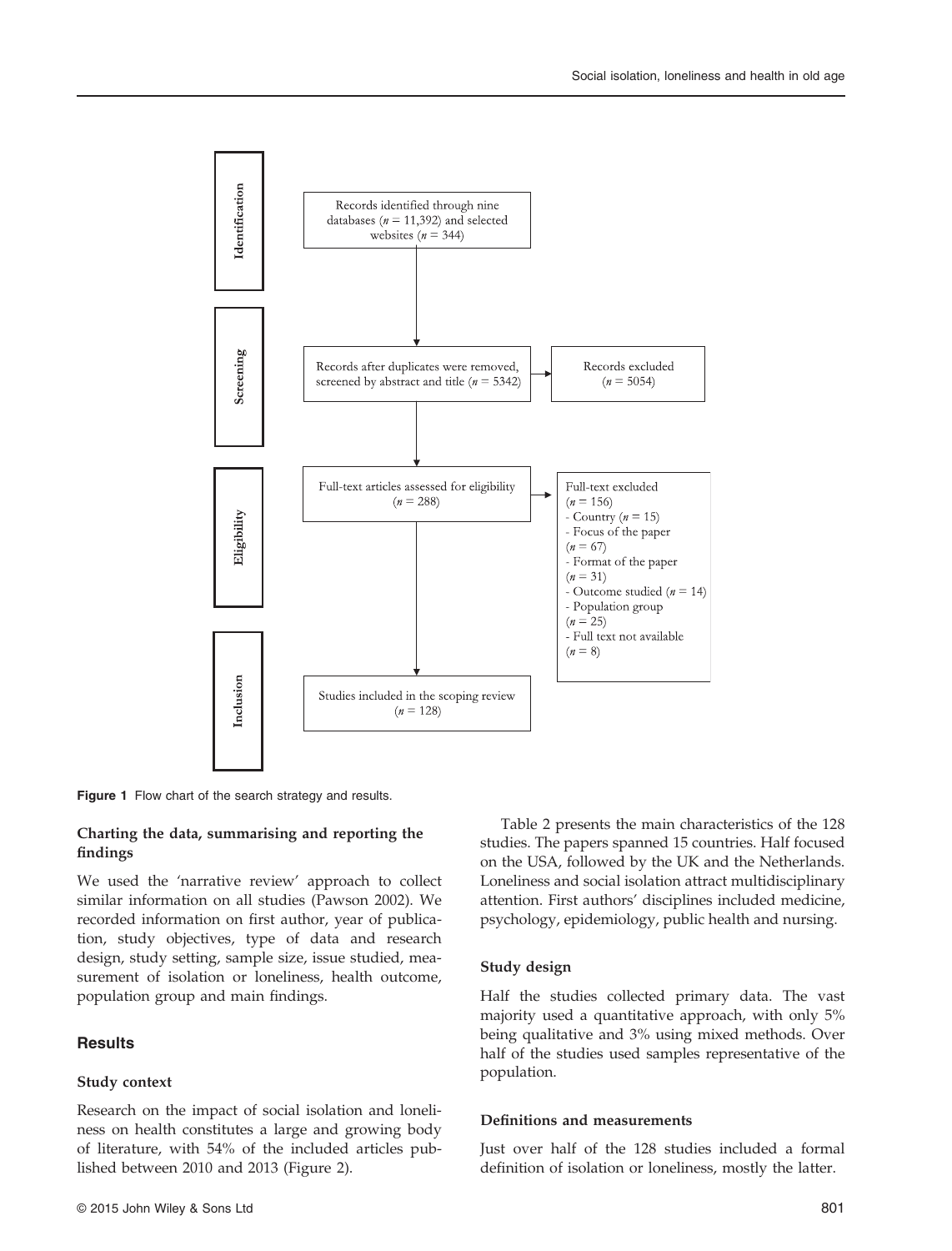Identification

Records identified through nine databases ($n$ = 11,392) and selected websites ($n$ = 344)

Screening

Records after duplicates were removed, screened by abstract and title ($n$ = 5342)

Records excluded ($n$ = 5054)

Eligibility

Full-text articles assessed for eligibility ($n$ = 288)

Full-text excluded ($n$ = 156)
- Country ($n$ = 15)
- Focus of the paper ($n$ = 67)
- Format of the paper ($n$ = 31)
- Outcome studied ($n$ = 14)
- Population group ($n$ = 25)
- Full text not available ($n$ = 8)

Inclusion

Studies included in the scoping review ($n$ = 128)

**Figure 1** Flow chart of the search strategy and results.

### Charting the data, summarising and reporting the findings

We used the 'narrative review' approach to collect similar information on all studies (Pawson 2002). We recorded information on first author, year of publication, study objectives, type of data and research design, study setting, sample size, issue studied, measurement of isolation or loneliness, health outcome, population group and main findings.

## Results

### Study context

Research on the impact of social isolation and loneliness on health constitutes a large and growing body of literature, with 54% of the included articles published between 2010 and 2013 (Figure 2).

Table 2 presents the main characteristics of the 128 studies. The papers spanned 15 countries. Half focused on the USA, followed by the UK and the Netherlands. Loneliness and social isolation attract multidisciplinary attention. First authors' disciplines included medicine, psychology, epidemiology, public health and nursing.

### Study design

Half the studies collected primary data. The vast majority used a quantitative approach, with only 5% being qualitative and 3% using mixed methods. Over half of the studies used samples representative of the population.

### Definitions and measurements

Just over half of the 128 studies included a formal definition of isolation or loneliness, mostly the latter.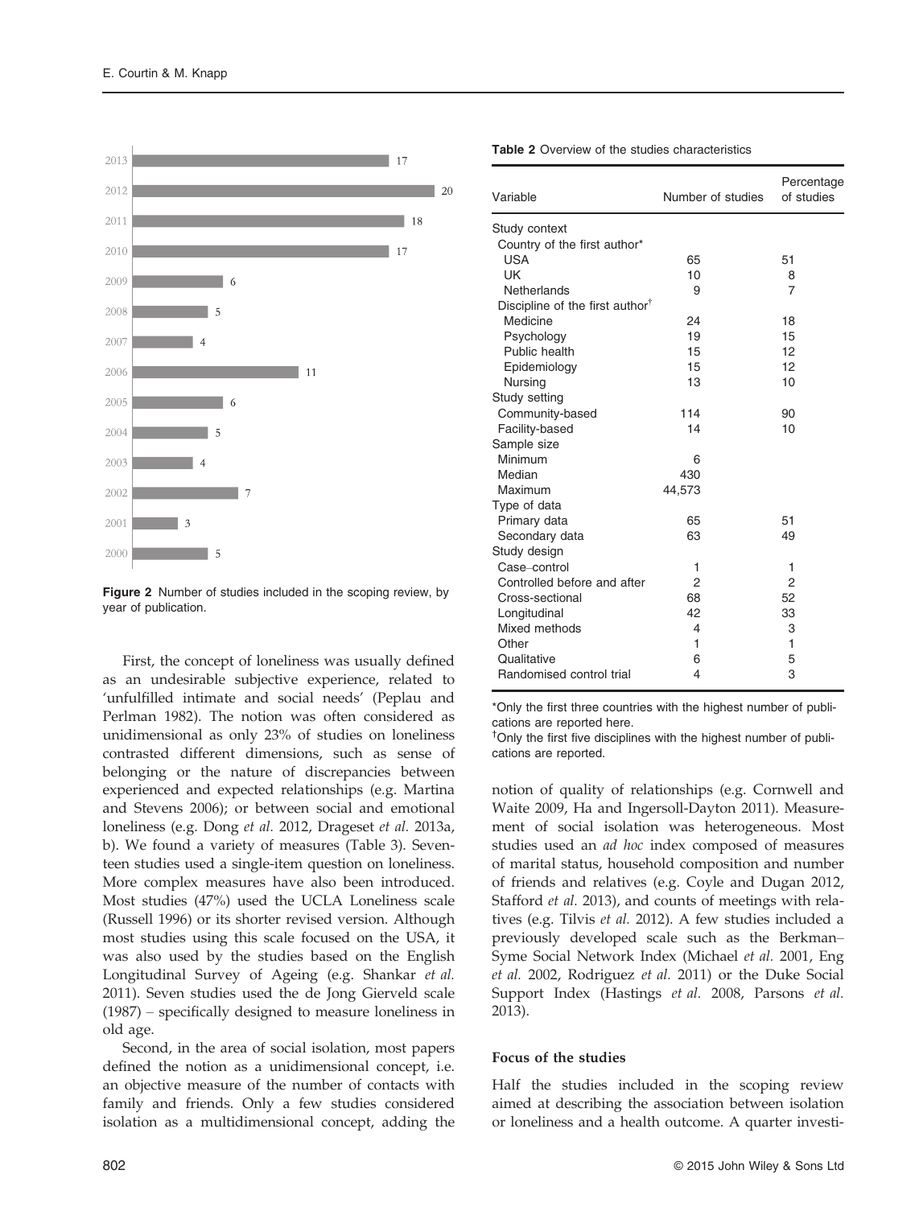| Year | Number of studies |
|---|---|
| 2013 | 17 |
| 2012 | 20 |
| 2011 | 18 |
| 2010 | 17 |
| 2009 | 6 |
| 2008 | 5 |
| 2007 | 4 |
| 2006 | 11 |
| 2005 | 6 |
| 2004 | 5 |
| 2003 | 4 |
| 2002 | 7 |
| 2001 | 3 |
| 2000 | 5 |

**Figure 2** Number of studies included in the scoping review, by year of publication.

**Table 2** Overview of the studies characteristics

| Variable | Number of studies | Percentage of studies |
|---|---|---|
| Study context | | |
| Country of the first author* | | |
| USA | 65 | 51 |
| UK | 10 | 8 |
| Netherlands | 9 | 7 |
| Discipline of the first author[†] | | |
| Medicine | 24 | 18 |
| Psychology | 19 | 15 |
| Public health | 15 | 12 |
| Epidemiology | 15 | 12 |
| Nursing | 13 | 10 |
| Study setting | | |
| Community-based | 114 | 90 |
| Facility-based | 14 | 10 |
| Sample size | | |
| Minimum | 6 | |
| Median | 430 | |
| Maximum | 44,573 | |
| Type of data | | |
| Primary data | 65 | 51 |
| Secondary data | 63 | 49 |
| Study design | | |
| Case–control | 1 | 1 |
| Controlled before and after | 2 | 2 |
| Cross-sectional | 68 | 52 |
| Longitudinal | 42 | 33 |
| Mixed methods | 4 | 3 |
| Other | 1 | 1 |
| Qualitative | 6 | 5 |
| Randomised control trial | 4 | 3 |

*Only the first three countries with the highest number of publications are reported here.

[†]Only the first five disciplines with the highest number of publications are reported.

First, the concept of loneliness was usually defined as an undesirable subjective experience, related to 'unfulfilled intimate and social needs' (Peplau and Perlman 1982). The notion was often considered as unidimensional as only 23% of studies on loneliness contrasted different dimensions, such as sense of belonging or the nature of discrepancies between experienced and expected relationships (e.g. Martina and Stevens 2006); or between social and emotional loneliness (e.g. Dong *et al.* 2012, Drageset *et al.* 2013a, b). We found a variety of measures (Table 3). Seventeen studies used a single-item question on loneliness. More complex measures have also been introduced. Most studies (47%) used the UCLA Loneliness scale (Russell 1996) or its shorter revised version. Although most studies using this scale focused on the USA, it was also used by the studies based on the English Longitudinal Survey of Ageing (e.g. Shankar *et al.* 2011). Seven studies used the de Jong Gierveld scale (1987) – specifically designed to measure loneliness in old age.

Second, in the area of social isolation, most papers defined the notion as a unidimensional concept, i.e. an objective measure of the number of contacts with family and friends. Only a few studies considered isolation as a multidimensional concept, adding the notion of quality of relationships (e.g. Cornwell and Waite 2009, Ha and Ingersoll-Dayton 2011). Measurement of social isolation was heterogeneous. Most studies used an *ad hoc* index composed of measures of marital status, household composition and number of friends and relatives (e.g. Coyle and Dugan 2012, Stafford *et al.* 2013), and counts of meetings with relatives (e.g. Tilvis *et al.* 2012). A few studies included a previously developed scale such as the Berkman–Syme Social Network Index (Michael *et al.* 2001, Eng *et al.* 2002, Rodriguez *et al.* 2011) or the Duke Social Support Index (Hastings *et al.* 2008, Parsons *et al.* 2013).

### Focus of the studies

Half the studies included in the scoping review aimed at describing the association between isolation or loneliness and a health outcome. A quarter investi-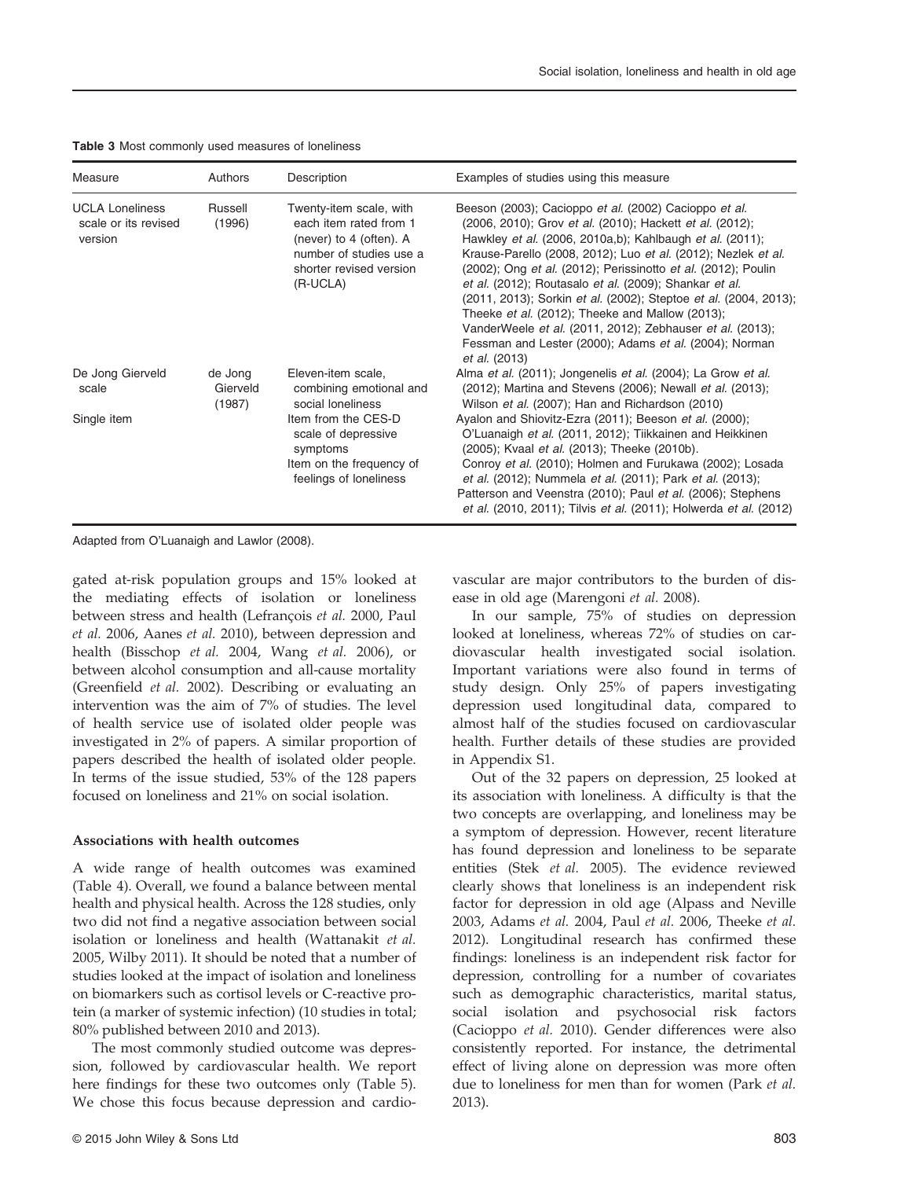**Table 3** Most commonly used measures of loneliness

| Measure | Authors | Description | Examples of studies using this measure |
| --- | --- | --- | --- |
| UCLA Loneliness scale or its revised version | Russell (1996) | Twenty-item scale, with each item rated from 1 (never) to 4 (often). A number of studies use a shorter revised version (R-UCLA) | Beeson (2003); Cacioppo *et al.* (2002) Cacioppo *et al.* (2006, 2010); Grov *et al.* (2010); Hackett *et al.* (2012); Hawkley *et al.* (2006, 2010a,b); Kahlbaugh *et al.* (2011); Krause-Parello (2008, 2012); Luo *et al.* (2012); Nezlek *et al.* (2002); Ong *et al.* (2012); Perissinotto *et al.* (2012); Poulin *et al.* (2012); Routasalo *et al.* (2009); Shankar *et al.* (2011, 2013); Sorkin *et al.* (2002); Steptoe *et al.* (2004, 2013); Theeke *et al.* (2012); Theeke and Mallow (2013); VanderWeele *et al.* (2011, 2012); Zebhauser *et al.* (2013); Fessman and Lester (2000); Adams *et al.* (2004); Norman *et al.* (2013) |
| De Jong Gierveld scale | de Jong Gierveld (1987) | Eleven-item scale, combining emotional and social loneliness | Alma *et al.* (2011); Jongenelis *et al.* (2004); La Grow *et al.* (2012); Martina and Stevens (2006); Newall *et al.* (2013); Wilson *et al.* (2007); Han and Richardson (2010) |
| Single item | | Item from the CES-D scale of depressive symptoms | Ayalon and Shiovitz-Ezra (2011); Beeson *et al.* (2000); O'Luanaigh *et al.* (2011, 2012); Tiikkainen and Heikkinen (2005); Kvaal *et al.* (2013); Theeke (2010b). |
| | | Item on the frequency of feelings of loneliness | Conroy *et al.* (2010); Holmen and Furukawa (2002); Losada *et al.* (2012); Nummela *et al.* (2011); Park *et al.* (2013); Patterson and Veenstra (2010); Paul *et al.* (2006); Stephens *et al.* (2010, 2011); Tilvis *et al.* (2011); Holwerda *et al.* (2012) |

Adapted from O'Luanaigh and Lawlor (2008).

gated at-risk population groups and 15% looked at the mediating effects of isolation or loneliness between stress and health (Lefrançois *et al.* 2000, Paul *et al.* 2006, Aanes *et al.* 2010), between depression and health (Bisschop *et al.* 2004, Wang *et al.* 2006), or between alcohol consumption and all-cause mortality (Greenfield *et al.* 2002). Describing or evaluating an intervention was the aim of 7% of studies. The level of health service use of isolated older people was investigated in 2% of papers. A similar proportion of papers described the health of isolated older people. In terms of the issue studied, 53% of the 128 papers focused on loneliness and 21% on social isolation.

### Associations with health outcomes

A wide range of health outcomes was examined (Table 4). Overall, we found a balance between mental health and physical health. Across the 128 studies, only two did not find a negative association between social isolation or loneliness and health (Wattanakit *et al.* 2005, Wilby 2011). It should be noted that a number of studies looked at the impact of isolation and loneliness on biomarkers such as cortisol levels or C-reactive protein (a marker of systemic infection) (10 studies in total; 80% published between 2010 and 2013).

The most commonly studied outcome was depression, followed by cardiovascular health. We report here findings for these two outcomes only (Table 5). We chose this focus because depression and cardiovascular are major contributors to the burden of disease in old age (Marengoni *et al.* 2008).

In our sample, 75% of studies on depression looked at loneliness, whereas 72% of studies on cardiovascular health investigated social isolation. Important variations were also found in terms of study design. Only 25% of papers investigating depression used longitudinal data, compared to almost half of the studies focused on cardiovascular health. Further details of these studies are provided in Appendix S1.

Out of the 32 papers on depression, 25 looked at its association with loneliness. A difficulty is that the two concepts are overlapping, and loneliness may be a symptom of depression. However, recent literature has found depression and loneliness to be separate entities (Stek *et al.* 2005). The evidence reviewed clearly shows that loneliness is an independent risk factor for depression in old age (Alpass and Neville 2003, Adams *et al.* 2004, Paul *et al.* 2006, Theeke *et al.* 2012). Longitudinal research has confirmed these findings: loneliness is an independent risk factor for depression, controlling for a number of covariates such as demographic characteristics, marital status, social isolation and psychosocial risk factors (Cacioppo *et al.* 2010). Gender differences were also consistently reported. For instance, the detrimental effect of living alone on depression was more often due to loneliness for men than for women (Park *et al.* 2013).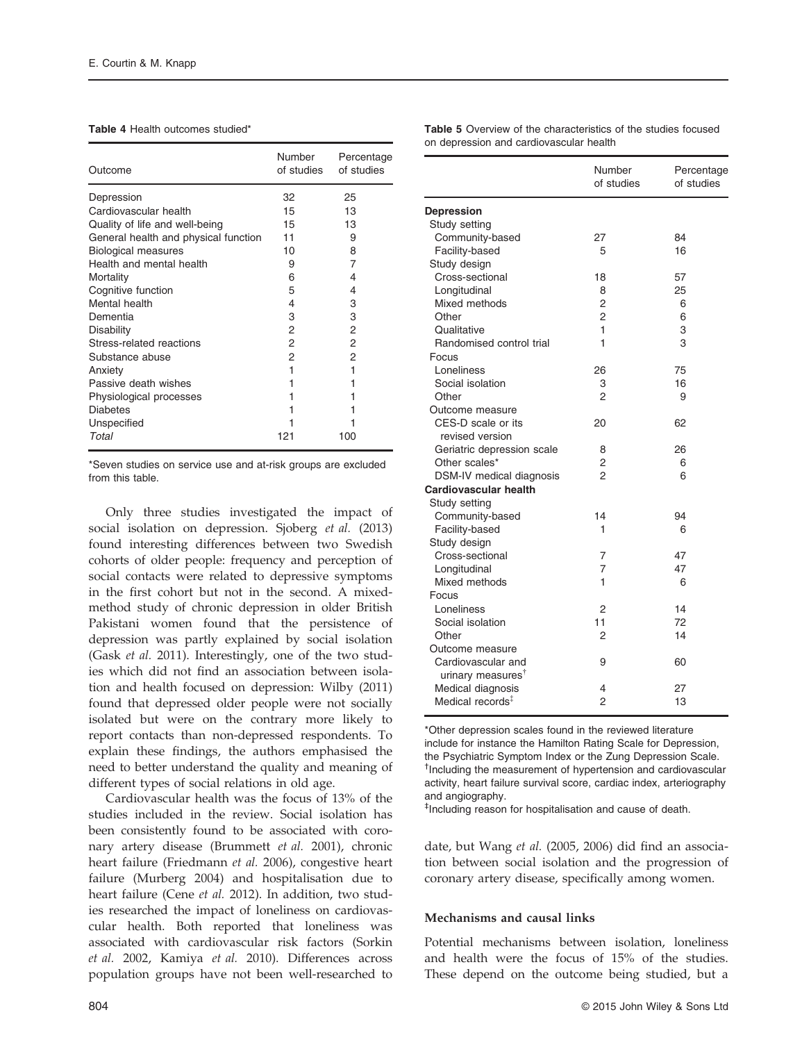**Table 4** Health outcomes studied*

| Outcome | Number of studies | Percentage of studies |
|---|---|---|
| Depression | 32 | 25 |
| Cardiovascular health | 15 | 13 |
| Quality of life and well-being | 15 | 13 |
| General health and physical function | 11 | 9 |
| Biological measures | 10 | 8 |
| Health and mental health | 9 | 7 |
| Mortality | 6 | 4 |
| Cognitive function | 5 | 4 |
| Mental health | 4 | 3 |
| Dementia | 3 | 3 |
| Disability | 2 | 2 |
| Stress-related reactions | 2 | 2 |
| Substance abuse | 2 | 2 |
| Anxiety | 1 | 1 |
| Passive death wishes | 1 | 1 |
| Physiological processes | 1 | 1 |
| Diabetes | 1 | 1 |
| Unspecified | 1 | 1 |
| *Total* | 121 | 100 |

*Seven studies on service use and at-risk groups are excluded from this table.

Only three studies investigated the impact of social isolation on depression. Sjoberg *et al.* (2013) found interesting differences between two Swedish cohorts of older people: frequency and perception of social contacts were related to depressive symptoms in the first cohort but not in the second. A mixed-method study of chronic depression in older British Pakistani women found that the persistence of depression was partly explained by social isolation (Gask *et al.* 2011). Interestingly, one of the two studies which did not find an association between isolation and health focused on depression: Wilby (2011) found that depressed older people were not socially isolated but were on the contrary more likely to report contacts than non-depressed respondents. To explain these findings, the authors emphasised the need to better understand the quality and meaning of different types of social relations in old age.

Cardiovascular health was the focus of 13% of the studies included in the review. Social isolation has been consistently found to be associated with coronary artery disease (Brummett *et al.* 2001), chronic heart failure (Friedmann *et al.* 2006), congestive heart failure (Murberg 2004) and hospitalisation due to heart failure (Cene *et al.* 2012). In addition, two studies researched the impact of loneliness on cardiovascular health. Both reported that loneliness was associated with cardiovascular risk factors (Sorkin *et al.* 2002, Kamiya *et al.* 2010). Differences across population groups have not been well-researched to date, but Wang *et al.* (2005, 2006) did find an association between social isolation and the progression of coronary artery disease, specifically among women.

**Table 5** Overview of the characteristics of the studies focused on depression and cardiovascular health

| | Number of studies | Percentage of studies |
|---|---|---|
| **Depression** | | |
| Study setting | | |
| Community-based | 27 | 84 |
| Facility-based | 5 | 16 |
| Study design | | |
| Cross-sectional | 18 | 57 |
| Longitudinal | 8 | 25 |
| Mixed methods | 2 | 6 |
| Other | 2 | 6 |
| Qualitative | 1 | 3 |
| Randomised control trial | 1 | 3 |
| Focus | | |
| Loneliness | 26 | 75 |
| Social isolation | 3 | 16 |
| Other | 2 | 9 |
| Outcome measure | | |
| CES-D scale or its revised version | 20 | 62 |
| Geriatric depression scale | 8 | 26 |
| Other scales* | 2 | 6 |
| DSM-IV medical diagnosis | 2 | 6 |
| **Cardiovascular health** | | |
| Study setting | | |
| Community-based | 14 | 94 |
| Facility-based | 1 | 6 |
| Study design | | |
| Cross-sectional | 7 | 47 |
| Longitudinal | 7 | 47 |
| Mixed methods | 1 | 6 |
| Focus | | |
| Loneliness | 2 | 14 |
| Social isolation | 11 | 72 |
| Other | 2 | 14 |
| Outcome measure | | |
| Cardiovascular and urinary measures† | 9 | 60 |
| Medical diagnosis | 4 | 27 |
| Medical records‡ | 2 | 13 |

*Other depression scales found in the reviewed literature include for instance the Hamilton Rating Scale for Depression, the Psychiatric Symptom Index or the Zung Depression Scale.
†Including the measurement of hypertension and cardiovascular activity, heart failure survival score, cardiac index, arteriography and angiography.
‡Including reason for hospitalisation and cause of death.

### Mechanisms and causal links

Potential mechanisms between isolation, loneliness and health were the focus of 15% of the studies. These depend on the outcome being studied, but a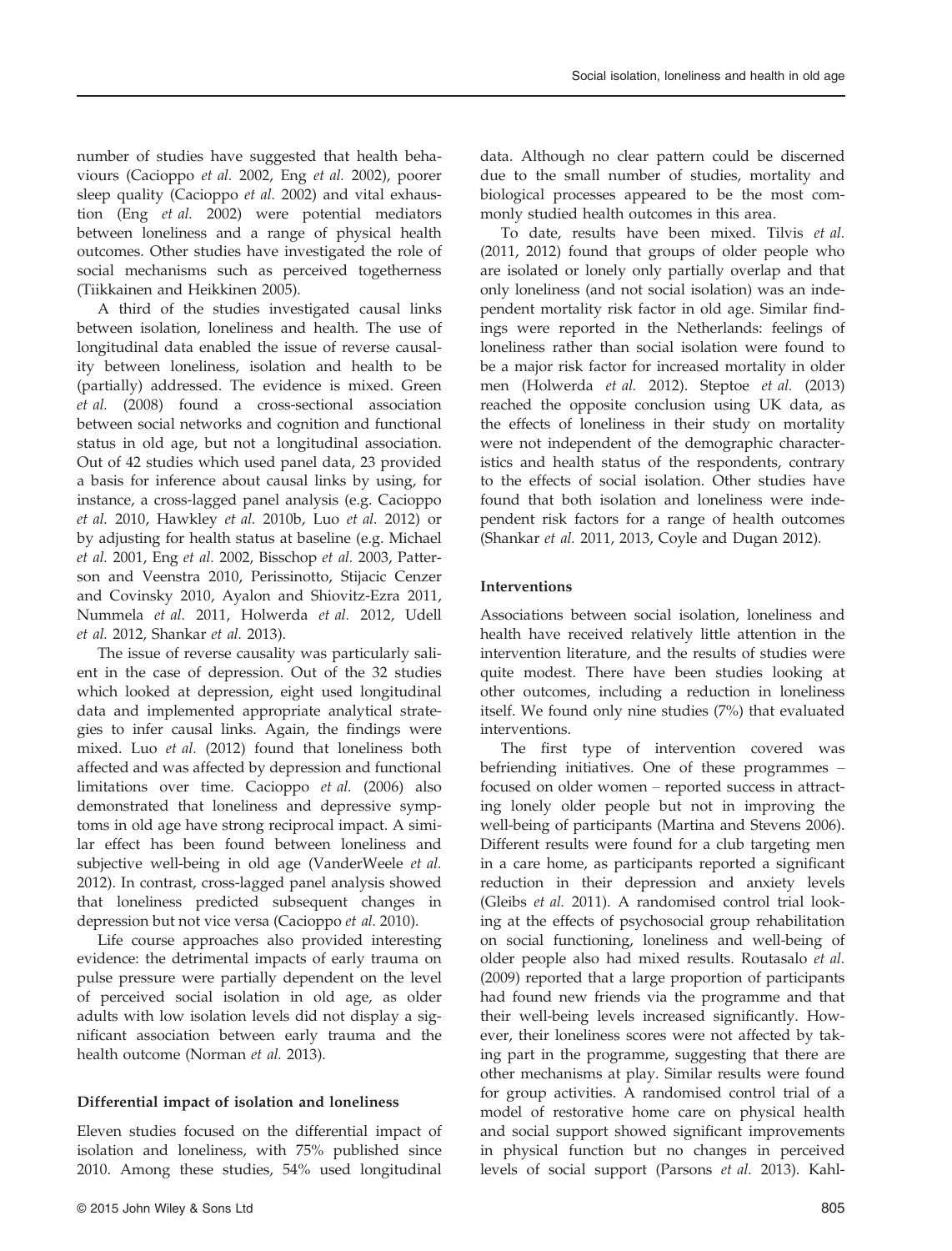number of studies have suggested that health behaviours (Cacioppo *et al.* 2002, Eng *et al.* 2002), poorer sleep quality (Cacioppo *et al.* 2002) and vital exhaustion (Eng *et al.* 2002) were potential mediators between loneliness and a range of physical health outcomes. Other studies have investigated the role of social mechanisms such as perceived togetherness (Tiikkainen and Heikkinen 2005).

A third of the studies investigated causal links between isolation, loneliness and health. The use of longitudinal data enabled the issue of reverse causality between loneliness, isolation and health to be (partially) addressed. The evidence is mixed. Green *et al.* (2008) found a cross-sectional association between social networks and cognition and functional status in old age, but not a longitudinal association. Out of 42 studies which used panel data, 23 provided a basis for inference about causal links by using, for instance, a cross-lagged panel analysis (e.g. Cacioppo *et al.* 2010, Hawkley *et al.* 2010b, Luo *et al.* 2012) or by adjusting for health status at baseline (e.g. Michael *et al.* 2001, Eng *et al.* 2002, Bisschop *et al.* 2003, Patterson and Veenstra 2010, Perissinotto, Stijacic Cenzer and Covinsky 2010, Ayalon and Shiovitz-Ezra 2011, Nummela *et al.* 2011, Holwerda *et al.* 2012, Udell *et al.* 2012, Shankar *et al.* 2013).

The issue of reverse causality was particularly salient in the case of depression. Out of the 32 studies which looked at depression, eight used longitudinal data and implemented appropriate analytical strategies to infer causal links. Again, the findings were mixed. Luo *et al.* (2012) found that loneliness both affected and was affected by depression and functional limitations over time. Cacioppo *et al.* (2006) also demonstrated that loneliness and depressive symptoms in old age have strong reciprocal impact. A similar effect has been found between loneliness and subjective well-being in old age (VanderWeele *et al.* 2012). In contrast, cross-lagged panel analysis showed that loneliness predicted subsequent changes in depression but not vice versa (Cacioppo *et al.* 2010).

Life course approaches also provided interesting evidence: the detrimental impacts of early trauma on pulse pressure were partially dependent on the level of perceived social isolation in old age, as older adults with low isolation levels did not display a significant association between early trauma and the health outcome (Norman *et al.* 2013).

**Differential impact of isolation and loneliness**

Eleven studies focused on the differential impact of isolation and loneliness, with 75% published since 2010. Among these studies, 54% used longitudinal data. Although no clear pattern could be discerned due to the small number of studies, mortality and biological processes appeared to be the most commonly studied health outcomes in this area.

To date, results have been mixed. Tilvis *et al.* (2011, 2012) found that groups of older people who are isolated or lonely only partially overlap and that only loneliness (and not social isolation) was an independent mortality risk factor in old age. Similar findings were reported in the Netherlands: feelings of loneliness rather than social isolation were found to be a major risk factor for increased mortality in older men (Holwerda *et al.* 2012). Steptoe *et al.* (2013) reached the opposite conclusion using UK data, as the effects of loneliness in their study on mortality were not independent of the demographic characteristics and health status of the respondents, contrary to the effects of social isolation. Other studies have found that both isolation and loneliness were independent risk factors for a range of health outcomes (Shankar *et al.* 2011, 2013, Coyle and Dugan 2012).

**Interventions**

Associations between social isolation, loneliness and health have received relatively little attention in the intervention literature, and the results of studies were quite modest. There have been studies looking at other outcomes, including a reduction in loneliness itself. We found only nine studies (7%) that evaluated interventions.

The first type of intervention covered was befriending initiatives. One of these programmes – focused on older women – reported success in attracting lonely older people but not in improving the well-being of participants (Martina and Stevens 2006). Different results were found for a club targeting men in a care home, as participants reported a significant reduction in their depression and anxiety levels (Gleibs *et al.* 2011). A randomised control trial looking at the effects of psychosocial group rehabilitation on social functioning, loneliness and well-being of older people also had mixed results. Routasalo *et al.* (2009) reported that a large proportion of participants had found new friends via the programme and that their well-being levels increased significantly. However, their loneliness scores were not affected by taking part in the programme, suggesting that there are other mechanisms at play. Similar results were found for group activities. A randomised control trial of a model of restorative home care on physical health and social support showed significant improvements in physical function but no changes in perceived levels of social support (Parsons *et al.* 2013). Kahl-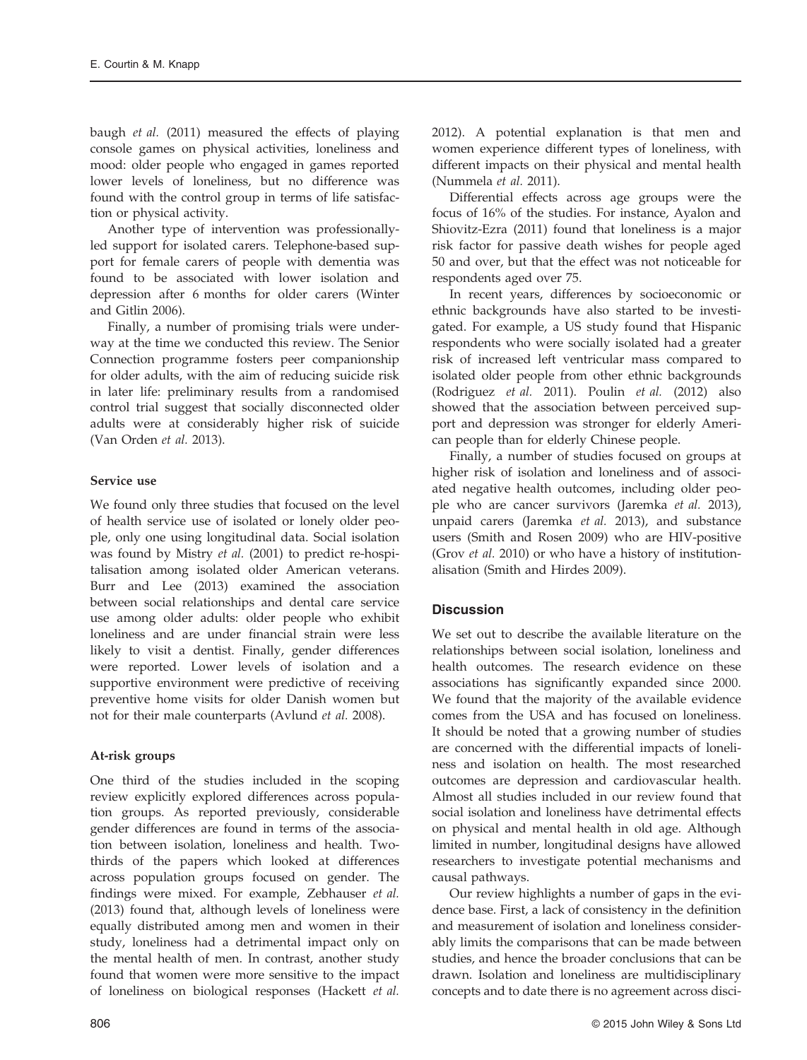baugh *et al.* (2011) measured the effects of playing console games on physical activities, loneliness and mood: older people who engaged in games reported lower levels of loneliness, but no difference was found with the control group in terms of life satisfaction or physical activity.

Another type of intervention was professionally-led support for isolated carers. Telephone-based support for female carers of people with dementia was found to be associated with lower isolation and depression after 6 months for older carers (Winter and Gitlin 2006).

Finally, a number of promising trials were underway at the time we conducted this review. The Senior Connection programme fosters peer companionship for older adults, with the aim of reducing suicide risk in later life: preliminary results from a randomised control trial suggest that socially disconnected older adults were at considerably higher risk of suicide (Van Orden *et al.* 2013).

### Service use

We found only three studies that focused on the level of health service use of isolated or lonely older people, only one using longitudinal data. Social isolation was found by Mistry *et al.* (2001) to predict re-hospitalisation among isolated older American veterans. Burr and Lee (2013) examined the association between social relationships and dental care service use among older adults: older people who exhibit loneliness and are under financial strain were less likely to visit a dentist. Finally, gender differences were reported. Lower levels of isolation and a supportive environment were predictive of receiving preventive home visits for older Danish women but not for their male counterparts (Avlund *et al.* 2008).

### At-risk groups

One third of the studies included in the scoping review explicitly explored differences across population groups. As reported previously, considerable gender differences are found in terms of the association between isolation, loneliness and health. Two-thirds of the papers which looked at differences across population groups focused on gender. The findings were mixed. For example, Zebhauser *et al.* (2013) found that, although levels of loneliness were equally distributed among men and women in their study, loneliness had a detrimental impact only on the mental health of men. In contrast, another study found that women were more sensitive to the impact of loneliness on biological responses (Hackett *et al.* 2012). A potential explanation is that men and women experience different types of loneliness, with different impacts on their physical and mental health (Nummela *et al.* 2011).

Differential effects across age groups were the focus of 16% of the studies. For instance, Ayalon and Shiovitz-Ezra (2011) found that loneliness is a major risk factor for passive death wishes for people aged 50 and over, but that the effect was not noticeable for respondents aged over 75.

In recent years, differences by socioeconomic or ethnic backgrounds have also started to be investigated. For example, a US study found that Hispanic respondents who were socially isolated had a greater risk of increased left ventricular mass compared to isolated older people from other ethnic backgrounds (Rodriguez *et al.* 2011). Poulin *et al.* (2012) also showed that the association between perceived support and depression was stronger for elderly American people than for elderly Chinese people.

Finally, a number of studies focused on groups at higher risk of isolation and loneliness and of associated negative health outcomes, including older people who are cancer survivors (Jaremka *et al.* 2013), unpaid carers (Jaremka *et al.* 2013), and substance users (Smith and Rosen 2009) who are HIV-positive (Grov *et al.* 2010) or who have a history of institutionalisation (Smith and Hirdes 2009).

## Discussion

We set out to describe the available literature on the relationships between social isolation, loneliness and health outcomes. The research evidence on these associations has significantly expanded since 2000. We found that the majority of the available evidence comes from the USA and has focused on loneliness. It should be noted that a growing number of studies are concerned with the differential impacts of loneliness and isolation on health. The most researched outcomes are depression and cardiovascular health. Almost all studies included in our review found that social isolation and loneliness have detrimental effects on physical and mental health in old age. Although limited in number, longitudinal designs have allowed researchers to investigate potential mechanisms and causal pathways.

Our review highlights a number of gaps in the evidence base. First, a lack of consistency in the definition and measurement of isolation and loneliness considerably limits the comparisons that can be made between studies, and hence the broader conclusions that can be drawn. Isolation and loneliness are multidisciplinary concepts and to date there is no agreement across disci-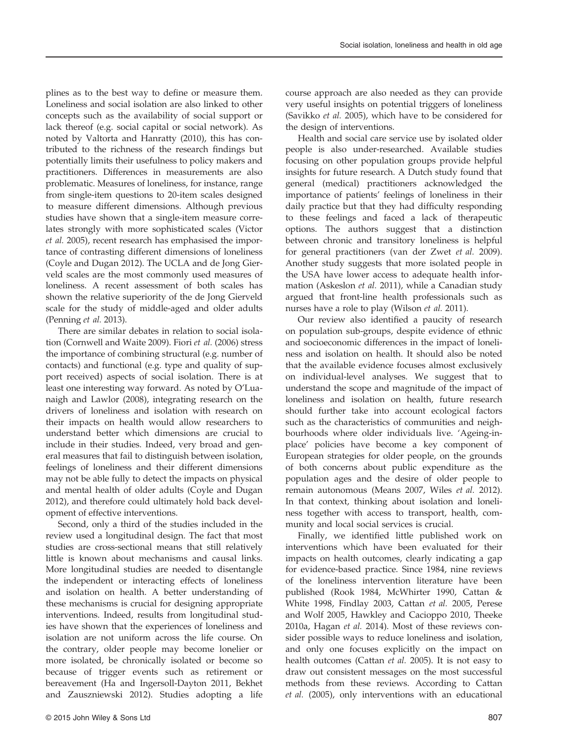plines as to the best way to define or measure them. Loneliness and social isolation are also linked to other concepts such as the availability of social support or lack thereof (e.g. social capital or social network). As noted by Valtorta and Hanratty (2010), this has contributed to the richness of the research findings but potentially limits their usefulness to policy makers and practitioners. Differences in measurements are also problematic. Measures of loneliness, for instance, range from single-item questions to 20-item scales designed to measure different dimensions. Although previous studies have shown that a single-item measure correlates strongly with more sophisticated scales (Victor *et al.* 2005), recent research has emphasised the importance of contrasting different dimensions of loneliness (Coyle and Dugan 2012). The UCLA and de Jong Gierveld scales are the most commonly used measures of loneliness. A recent assessment of both scales has shown the relative superiority of the de Jong Gierveld scale for the study of middle-aged and older adults (Penning *et al.* 2013).

There are similar debates in relation to social isolation (Cornwell and Waite 2009). Fiori *et al.* (2006) stress the importance of combining structural (e.g. number of contacts) and functional (e.g. type and quality of support received) aspects of social isolation. There is at least one interesting way forward. As noted by O'Luanaigh and Lawlor (2008), integrating research on the drivers of loneliness and isolation with research on their impacts on health would allow researchers to understand better which dimensions are crucial to include in their studies. Indeed, very broad and general measures that fail to distinguish between isolation, feelings of loneliness and their different dimensions may not be able fully to detect the impacts on physical and mental health of older adults (Coyle and Dugan 2012), and therefore could ultimately hold back development of effective interventions.

Second, only a third of the studies included in the review used a longitudinal design. The fact that most studies are cross-sectional means that still relatively little is known about mechanisms and causal links. More longitudinal studies are needed to disentangle the independent or interacting effects of loneliness and isolation on health. A better understanding of these mechanisms is crucial for designing appropriate interventions. Indeed, results from longitudinal studies have shown that the experiences of loneliness and isolation are not uniform across the life course. On the contrary, older people may become lonelier or more isolated, be chronically isolated or become so because of trigger events such as retirement or bereavement (Ha and Ingersoll-Dayton 2011, Bekhet and Zauszniewski 2012). Studies adopting a life course approach are also needed as they can provide very useful insights on potential triggers of loneliness (Savikko *et al.* 2005), which have to be considered for the design of interventions.

Health and social care service use by isolated older people is also under-researched. Available studies focusing on other population groups provide helpful insights for future research. A Dutch study found that general (medical) practitioners acknowledged the importance of patients' feelings of loneliness in their daily practice but that they had difficulty responding to these feelings and faced a lack of therapeutic options. The authors suggest that a distinction between chronic and transitory loneliness is helpful for general practitioners (van der Zwet *et al.* 2009). Another study suggests that more isolated people in the USA have lower access to adequate health information (Askeslon *et al.* 2011), while a Canadian study argued that front-line health professionals such as nurses have a role to play (Wilson *et al.* 2011).

Our review also identified a paucity of research on population sub-groups, despite evidence of ethnic and socioeconomic differences in the impact of loneliness and isolation on health. It should also be noted that the available evidence focuses almost exclusively on individual-level analyses. We suggest that to understand the scope and magnitude of the impact of loneliness and isolation on health, future research should further take into account ecological factors such as the characteristics of communities and neighbourhoods where older individuals live. 'Ageing-in-place' policies have become a key component of European strategies for older people, on the grounds of both concerns about public expenditure as the population ages and the desire of older people to remain autonomous (Means 2007, Wiles *et al.* 2012). In that context, thinking about isolation and loneliness together with access to transport, health, community and local social services is crucial.

Finally, we identified little published work on interventions which have been evaluated for their impacts on health outcomes, clearly indicating a gap for evidence-based practice. Since 1984, nine reviews of the loneliness intervention literature have been published (Rook 1984, McWhirter 1990, Cattan & White 1998, Findlay 2003, Cattan *et al.* 2005, Perese and Wolf 2005, Hawkley and Cacioppo 2010, Theeke 2010a, Hagan *et al.* 2014). Most of these reviews consider possible ways to reduce loneliness and isolation, and only one focuses explicitly on the impact on health outcomes (Cattan *et al.* 2005). It is not easy to draw out consistent messages on the most successful methods from these reviews. According to Cattan *et al.* (2005), only interventions with an educational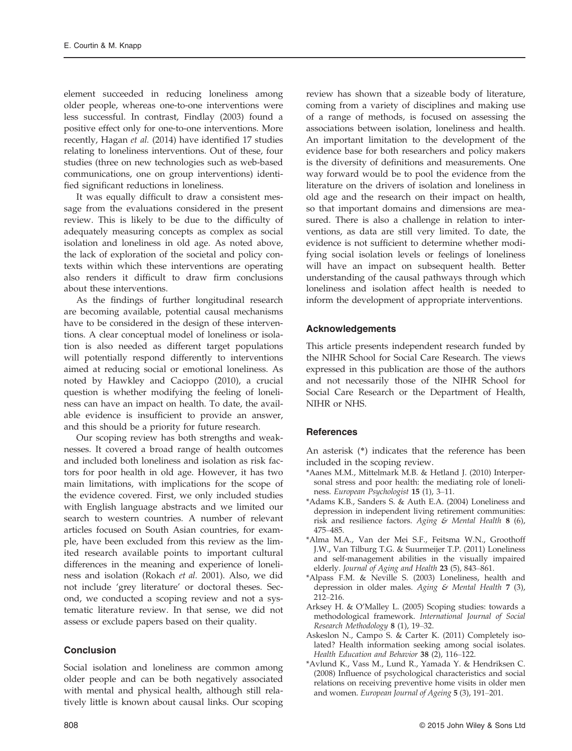element succeeded in reducing loneliness among older people, whereas one-to-one interventions were less successful. In contrast, Findlay (2003) found a positive effect only for one-to-one interventions. More recently, Hagan *et al.* (2014) have identified 17 studies relating to loneliness interventions. Out of these, four studies (three on new technologies such as web-based communications, one on group interventions) identified significant reductions in loneliness.

It was equally difficult to draw a consistent message from the evaluations considered in the present review. This is likely to be due to the difficulty of adequately measuring concepts as complex as social isolation and loneliness in old age. As noted above, the lack of exploration of the societal and policy contexts within which these interventions are operating also renders it difficult to draw firm conclusions about these interventions.

As the findings of further longitudinal research are becoming available, potential causal mechanisms have to be considered in the design of these interventions. A clear conceptual model of loneliness or isolation is also needed as different target populations will potentially respond differently to interventions aimed at reducing social or emotional loneliness. As noted by Hawkley and Cacioppo (2010), a crucial question is whether modifying the feeling of loneliness can have an impact on health. To date, the available evidence is insufficient to provide an answer, and this should be a priority for future research.

Our scoping review has both strengths and weaknesses. It covered a broad range of health outcomes and included both loneliness and isolation as risk factors for poor health in old age. However, it has two main limitations, with implications for the scope of the evidence covered. First, we only included studies with English language abstracts and we limited our search to western countries. A number of relevant articles focused on South Asian countries, for example, have been excluded from this review as the limited research available points to important cultural differences in the meaning and experience of loneliness and isolation (Rokach *et al.* 2001). Also, we did not include 'grey literature' or doctoral theses. Second, we conducted a scoping review and not a systematic literature review. In that sense, we did not assess or exclude papers based on their quality.

## Conclusion

Social isolation and loneliness are common among older people and can be both negatively associated with mental and physical health, although still relatively little is known about causal links. Our scoping review has shown that a sizeable body of literature, coming from a variety of disciplines and making use of a range of methods, is focused on assessing the associations between isolation, loneliness and health. An important limitation to the development of the evidence base for both researchers and policy makers is the diversity of definitions and measurements. One way forward would be to pool the evidence from the literature on the drivers of isolation and loneliness in old age and the research on their impact on health, so that important domains and dimensions are measured. There is also a challenge in relation to interventions, as data are still very limited. To date, the evidence is not sufficient to determine whether modifying social isolation levels or feelings of loneliness will have an impact on subsequent health. Better understanding of the causal pathways through which loneliness and isolation affect health is needed to inform the development of appropriate interventions.

## Acknowledgements

This article presents independent research funded by the NIHR School for Social Care Research. The views expressed in this publication are those of the authors and not necessarily those of the NIHR School for Social Care Research or the Department of Health, NIHR or NHS.

## References

An asterisk (*) indicates that the reference has been included in the scoping review.

*Aanes M.M., Mittelmark M.B. & Hetland J. (2010) Interpersonal stress and poor health: the mediating role of loneliness. *European Psychologist* **15** (1), 3–11.

*Adams K.B., Sanders S. & Auth E.A. (2004) Loneliness and depression in independent living retirement communities: risk and resilience factors. *Aging & Mental Health* **8** (6), 475–485.

*Alma M.A., Van der Mei S.F., Feitsma W.N., Groothoff J.W., Van Tilburg T.G. & Suurmeijer T.P. (2011) Loneliness and self-management abilities in the visually impaired elderly. *Journal of Aging and Health* **23** (5), 843–861.

*Alpass F.M. & Neville S. (2003) Loneliness, health and depression in older males. *Aging & Mental Health* **7** (3), 212–216.

Arksey H. & O'Malley L. (2005) Scoping studies: towards a methodological framework. *International Journal of Social Research Methodology* **8** (1), 19–32.

Askeslon N., Campo S. & Carter K. (2011) Completely isolated? Health information seeking among social isolates. *Health Education and Behavior* **38** (2), 116–122.

*Avlund K., Vass M., Lund R., Yamada Y. & Hendriksen C. (2008) Influence of psychological characteristics and social relations on receiving preventive home visits in older men and women. *European Journal of Ageing* **5** (3), 191–201.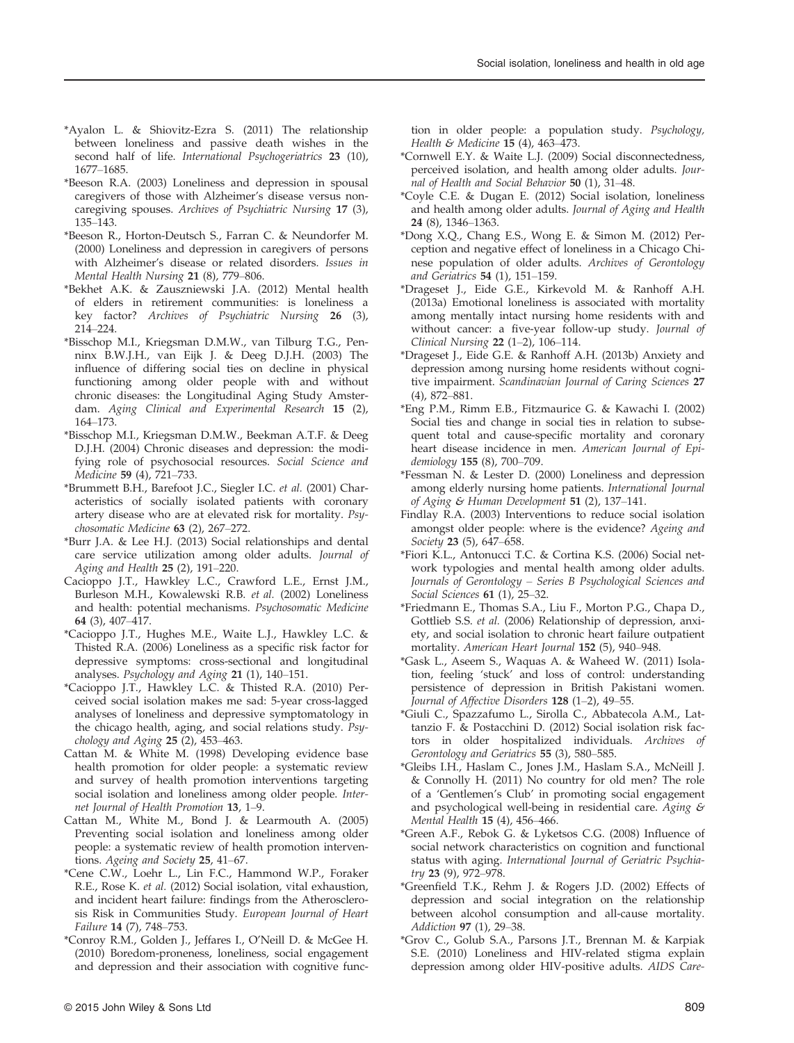*Ayalon L. & Shiovitz-Ezra S. (2011) The relationship between loneliness and passive death wishes in the second half of life. *International Psychogeriatrics* **23** (10), 1677–1685.

*Beeson R.A. (2003) Loneliness and depression in spousal caregivers of those with Alzheimer's disease versus non-caregiving spouses. *Archives of Psychiatric Nursing* **17** (3), 135–143.

*Beeson R., Horton-Deutsch S., Farran C. & Neundorfer M. (2000) Loneliness and depression in caregivers of persons with Alzheimer's disease or related disorders. *Issues in Mental Health Nursing* **21** (8), 779–806.

*Bekhet A.K. & Zauszniewski J.A. (2012) Mental health of elders in retirement communities: is loneliness a key factor? *Archives of Psychiatric Nursing* **26** (3), 214–224.

*Bisschop M.I., Kriegsman D.M.W., van Tilburg T.G., Penninx B.W.J.H., van Eijk J. & Deeg D.J.H. (2003) The influence of differing social ties on decline in physical functioning among older people with and without chronic diseases: the Longitudinal Aging Study Amsterdam. *Aging Clinical and Experimental Research* **15** (2), 164–173.

*Bisschop M.I., Kriegsman D.M.W., Beekman A.T.F. & Deeg D.J.H. (2004) Chronic diseases and depression: the modifying role of psychosocial resources. *Social Science and Medicine* **59** (4), 721–733.

*Brummett B.H., Barefoot J.C., Siegler I.C. *et al.* (2001) Characteristics of socially isolated patients with coronary artery disease who are at elevated risk for mortality. *Psychosomatic Medicine* **63** (2), 267–272.

*Burr J.A. & Lee H.J. (2013) Social relationships and dental care service utilization among older adults. *Journal of Aging and Health* **25** (2), 191–220.

Cacioppo J.T., Hawkley L.C., Crawford L.E., Ernst J.M., Burleson M.H., Kowalewski R.B. *et al.* (2002) Loneliness and health: potential mechanisms. *Psychosomatic Medicine* **64** (3), 407–417.

*Cacioppo J.T., Hughes M.E., Waite L.J., Hawkley L.C. & Thisted R.A. (2006) Loneliness as a specific risk factor for depressive symptoms: cross-sectional and longitudinal analyses. *Psychology and Aging* **21** (1), 140–151.

*Cacioppo J.T., Hawkley L.C. & Thisted R.A. (2010) Perceived social isolation makes me sad: 5-year cross-lagged analyses of loneliness and depressive symptomatology in the chicago health, aging, and social relations study. *Psychology and Aging* **25** (2), 453–463.

Cattan M. & White M. (1998) Developing evidence base health promotion for older people: a systematic review and survey of health promotion interventions targeting social isolation and loneliness among older people. *Internet Journal of Health Promotion* **13**, 1–9.

Cattan M., White M., Bond J. & Learmouth A. (2005) Preventing social isolation and loneliness among older people: a systematic review of health promotion interventions. *Ageing and Society* **25**, 41–67.

*Cene C.W., Loehr L., Lin F.C., Hammond W.P., Foraker R.E., Rose K. *et al.* (2012) Social isolation, vital exhaustion, and incident heart failure: findings from the Atherosclerosis Risk in Communities Study. *European Journal of Heart Failure* **14** (7), 748–753.

*Conroy R.M., Golden J., Jeffares I., O'Neill D. & McGee H. (2010) Boredom-proneness, loneliness, social engagement and depression and their association with cognitive function in older people: a population study. *Psychology, Health & Medicine* **15** (4), 463–473.

*Cornwell E.Y. & Waite L.J. (2009) Social disconnectedness, perceived isolation, and health among older adults. *Journal of Health and Social Behavior* **50** (1), 31–48.

*Coyle C.E. & Dugan E. (2012) Social isolation, loneliness and health among older adults. *Journal of Aging and Health* **24** (8), 1346–1363.

*Dong X.Q., Chang E.S., Wong E. & Simon M. (2012) Perception and negative effect of loneliness in a Chicago Chinese population of older adults. *Archives of Gerontology and Geriatrics* **54** (1), 151–159.

*Drageset J., Eide G.E., Kirkevold M. & Ranhoff A.H. (2013a) Emotional loneliness is associated with mortality among mentally intact nursing home residents with and without cancer: a five-year follow-up study. *Journal of Clinical Nursing* **22** (1–2), 106–114.

*Drageset J., Eide G.E. & Ranhoff A.H. (2013b) Anxiety and depression among nursing home residents without cognitive impairment. *Scandinavian Journal of Caring Sciences* **27** (4), 872–881.

*Eng P.M., Rimm E.B., Fitzmaurice G. & Kawachi I. (2002) Social ties and change in social ties in relation to subsequent total and cause-specific mortality and coronary heart disease incidence in men. *American Journal of Epidemiology* **155** (8), 700–709.

*Fessman N. & Lester D. (2000) Loneliness and depression among elderly nursing home patients. *International Journal of Aging & Human Development* **51** (2), 137–141.

Findlay R.A. (2003) Interventions to reduce social isolation amongst older people: where is the evidence? *Ageing and Society* **23** (5), 647–658.

*Fiori K.L., Antonucci T.C. & Cortina K.S. (2006) Social network typologies and mental health among older adults. *Journals of Gerontology – Series B Psychological Sciences and Social Sciences* **61** (1), 25–32.

*Friedmann E., Thomas S.A., Liu F., Morton P.G., Chapa D., Gottlieb S.S. *et al.* (2006) Relationship of depression, anxiety, and social isolation to chronic heart failure outpatient mortality. *American Heart Journal* **152** (5), 940–948.

*Gask L., Aseem S., Waquas A. & Waheed W. (2011) Isolation, feeling 'stuck' and loss of control: understanding persistence of depression in British Pakistani women. *Journal of Affective Disorders* **128** (1–2), 49–55.

*Giuli C., Spazzafumo L., Sirolla C., Abbatecola A.M., Lattanzio F. & Postacchini D. (2012) Social isolation risk factors in older hospitalized individuals. *Archives of Gerontology and Geriatrics* **55** (3), 580–585.

*Gleibs I.H., Haslam C., Jones J.M., Haslam S.A., McNeill J. & Connolly H. (2011) No country for old men? The role of a 'Gentlemen's Club' in promoting social engagement and psychological well-being in residential care. *Aging & Mental Health* **15** (4), 456–466.

*Green A.F., Rebok G. & Lyketsos C.G. (2008) Influence of social network characteristics on cognition and functional status with aging. *International Journal of Geriatric Psychiatry* **23** (9), 972–978.

*Greenfield T.K., Rehm J. & Rogers J.D. (2002) Effects of depression and social integration on the relationship between alcohol consumption and all-cause mortality. *Addiction* **97** (1), 29–38.

*Grov C., Golub S.A., Parsons J.T., Brennan M. & Karpiak S.E. (2010) Loneliness and HIV-related stigma explain depression among older HIV-positive adults. *AIDS Care-*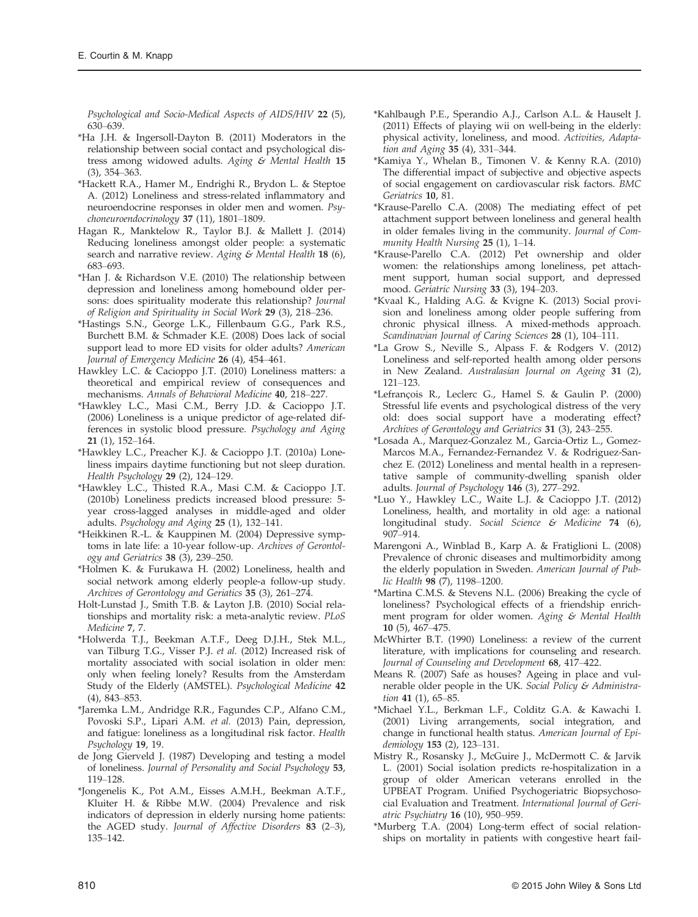*Psychological and Socio-Medical Aspects of AIDS/HIV* **22** (5), 630–639.

*Ha J.H. & Ingersoll-Dayton B. (2011) Moderators in the relationship between social contact and psychological distress among widowed adults. *Aging & Mental Health* **15** (3), 354–363.

*Hackett R.A., Hamer M., Endrighi R., Brydon L. & Steptoe A. (2012) Loneliness and stress-related inflammatory and neuroendocrine responses in older men and women. *Psychoneuroendocrinology* **37** (11), 1801–1809.

Hagan R., Manktelow R., Taylor B.J. & Mallett J. (2014) Reducing loneliness amongst older people: a systematic search and narrative review. *Aging & Mental Health* **18** (6), 683–693.

*Han J. & Richardson V.E. (2010) The relationship between depression and loneliness among homebound older persons: does spirituality moderate this relationship? *Journal of Religion and Spirituality in Social Work* **29** (3), 218–236.

*Hastings S.N., George L.K., Fillenbaum G.G., Park R.S., Burchett B.M. & Schmader K.E. (2008) Does lack of social support lead to more ED visits for older adults? *American Journal of Emergency Medicine* **26** (4), 454–461.

Hawkley L.C. & Cacioppo J.T. (2010) Loneliness matters: a theoretical and empirical review of consequences and mechanisms. *Annals of Behavioral Medicine* **40**, 218–227.

*Hawkley L.C., Masi C.M., Berry J.D. & Cacioppo J.T. (2006) Loneliness is a unique predictor of age-related differences in systolic blood pressure. *Psychology and Aging* **21** (1), 152–164.

*Hawkley L.C., Preacher K.J. & Cacioppo J.T. (2010a) Loneliness impairs daytime functioning but not sleep duration. *Health Psychology* **29** (2), 124–129.

*Hawkley L.C., Thisted R.A., Masi C.M. & Cacioppo J.T. (2010b) Loneliness predicts increased blood pressure: 5-year cross-lagged analyses in middle-aged and older adults. *Psychology and Aging* **25** (1), 132–141.

*Heikkinen R.-L. & Kauppinen M. (2004) Depressive symptoms in late life: a 10-year follow-up. *Archives of Gerontology and Geriatrics* **38** (3), 239–250.

*Holmen K. & Furukawa H. (2002) Loneliness, health and social network among elderly people-a follow-up study. *Archives of Gerontology and Geriatics* **35** (3), 261–274.

Holt-Lunstad J., Smith T.B. & Layton J.B. (2010) Social relationships and mortality risk: a meta-analytic review. *PLoS Medicine* **7**, 7.

*Holwerda T.J., Beekman A.T.F., Deeg D.J.H., Stek M.L., van Tilburg T.G., Visser P.J. *et al.* (2012) Increased risk of mortality associated with social isolation in older men: only when feeling lonely? Results from the Amsterdam Study of the Elderly (AMSTEL). *Psychological Medicine* **42** (4), 843–853.

*Jaremka L.M., Andridge R.R., Fagundes C.P., Alfano C.M., Povoski S.P., Lipari A.M. *et al.* (2013) Pain, depression, and fatigue: loneliness as a longitudinal risk factor. *Health Psychology* **19**, 19.

de Jong Gierveld J. (1987) Developing and testing a model of loneliness. *Journal of Personality and Social Psychology* **53**, 119–128.

*Jongenelis K., Pot A.M., Eisses A.M.H., Beekman A.T.F., Kluiter H. & Ribbe M.W. (2004) Prevalence and risk indicators of depression in elderly nursing home patients: the AGED study. *Journal of Affective Disorders* **83** (2–3), 135–142.

*Kahlbaugh P.E., Sperandio A.J., Carlson A.L. & Hauselt J. (2011) Effects of playing wii on well-being in the elderly: physical activity, loneliness, and mood. *Activities, Adaptation and Aging* **35** (4), 331–344.

*Kamiya Y., Whelan B., Timonen V. & Kenny R.A. (2010) The differential impact of subjective and objective aspects of social engagement on cardiovascular risk factors. *BMC Geriatrics* **10**, 81.

*Krause-Parello C.A. (2008) The mediating effect of pet attachment support between loneliness and general health in older females living in the community. *Journal of Community Health Nursing* **25** (1), 1–14.

*Krause-Parello C.A. (2012) Pet ownership and older women: the relationships among loneliness, pet attachment support, human social support, and depressed mood. *Geriatric Nursing* **33** (3), 194–203.

*Kvaal K., Halding A.G. & Kvigne K. (2013) Social provision and loneliness among older people suffering from chronic physical illness. A mixed-methods approach. *Scandinavian Journal of Caring Sciences* **28** (1), 104–111.

*La Grow S., Neville S., Alpass F. & Rodgers V. (2012) Loneliness and self-reported health among older persons in New Zealand. *Australasian Journal on Ageing* **31** (2), 121–123.

*Lefrançois R., Leclerc G., Hamel S. & Gaulin P. (2000) Stressful life events and psychological distress of the very old: does social support have a moderating effect? *Archives of Gerontology and Geriatrics* **31** (3), 243–255.

*Losada A., Marquez-Gonzalez M., Garcia-Ortiz L., Gomez-Marcos M.A., Fernandez-Fernandez V. & Rodriguez-Sanchez E. (2012) Loneliness and mental health in a representative sample of community-dwelling spanish older adults. *Journal of Psychology* **146** (3), 277–292.

*Luo Y., Hawkley L.C., Waite L.J. & Cacioppo J.T. (2012) Loneliness, health, and mortality in old age: a national longitudinal study. *Social Science & Medicine* **74** (6), 907–914.

Marengoni A., Winblad B., Karp A. & Fratiglioni L. (2008) Prevalence of chronic diseases and multimorbidity among the elderly population in Sweden. *American Journal of Public Health* **98** (7), 1198–1200.

*Martina C.M.S. & Stevens N.L. (2006) Breaking the cycle of loneliness? Psychological effects of a friendship enrichment program for older women. *Aging & Mental Health* **10** (5), 467–475.

McWhirter B.T. (1990) Loneliness: a review of the current literature, with implications for counseling and research. *Journal of Counseling and Development* **68**, 417–422.

Means R. (2007) Safe as houses? Ageing in place and vulnerable older people in the UK. *Social Policy & Administration* **41** (1), 65–85.

*Michael Y.L., Berkman L.F., Colditz G.A. & Kawachi I. (2001) Living arrangements, social integration, and change in functional health status. *American Journal of Epidemiology* **153** (2), 123–131.

Mistry R., Rosansky J., McGuire J., McDermott C. & Jarvik L. (2001) Social isolation predicts re-hospitalization in a group of older American veterans enrolled in the UPBEAT Program. Unified Psychogeriatric Biopsychosocial Evaluation and Treatment. *International Journal of Geriatric Psychiatry* **16** (10), 950–959.

*Murberg T.A. (2004) Long-term effect of social relationships on mortality in patients with congestive heart fail-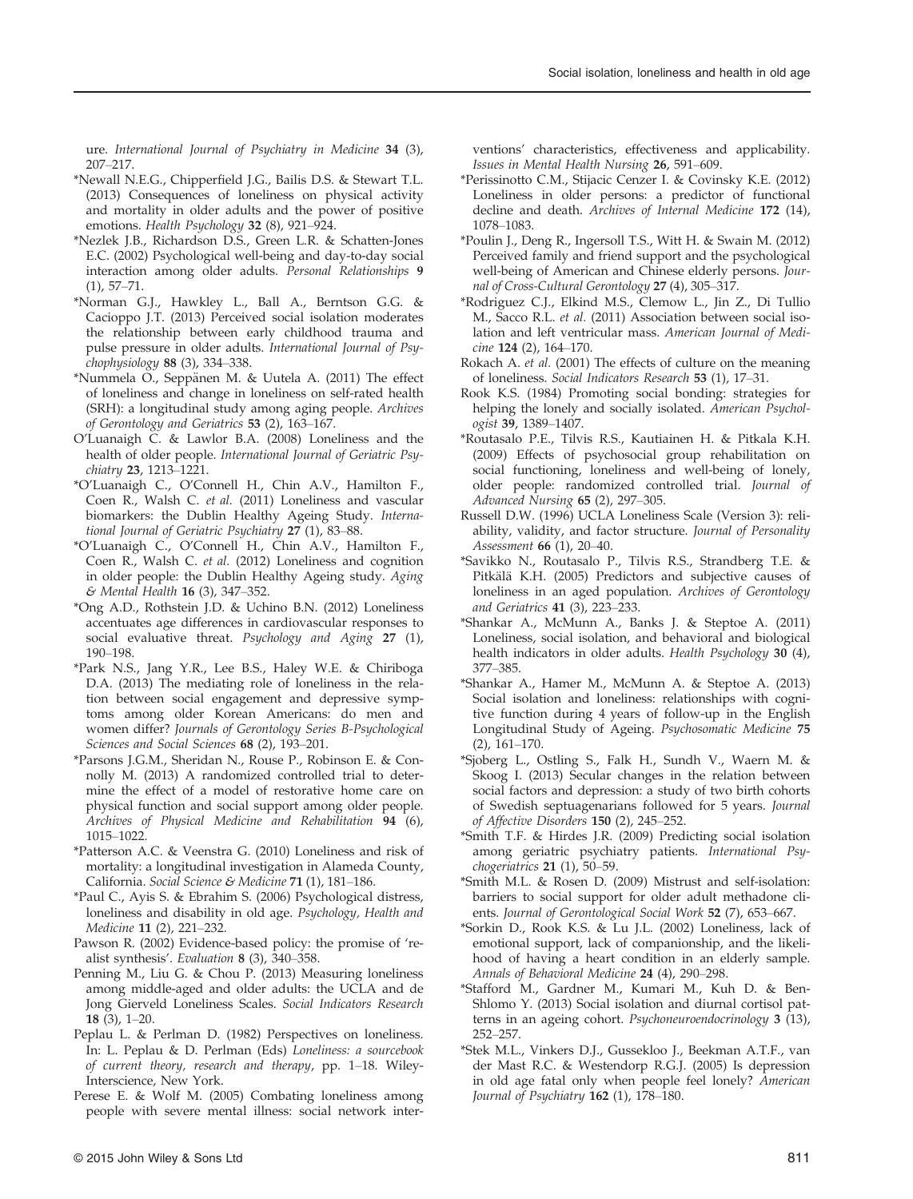ure. *International Journal of Psychiatry in Medicine* **34** (3), 207–217.

*Newall N.E.G., Chipperfield J.G., Bailis D.S. & Stewart T.L. (2013) Consequences of loneliness on physical activity and mortality in older adults and the power of positive emotions. *Health Psychology* **32** (8), 921–924.

*Nezlek J.B., Richardson D.S., Green L.R. & Schatten-Jones E.C. (2002) Psychological well-being and day-to-day social interaction among older adults. *Personal Relationships* **9** (1), 57–71.

*Norman G.J., Hawkley L., Ball A., Berntson G.G. & Cacioppo J.T. (2013) Perceived social isolation moderates the relationship between early childhood trauma and pulse pressure in older adults. *International Journal of Psychophysiology* **88** (3), 334–338.

*Nummela O., Seppänen M. & Uutela A. (2011) The effect of loneliness and change in loneliness on self-rated health (SRH): a longitudinal study among aging people. *Archives of Gerontology and Geriatrics* **53** (2), 163–167.

O'Luanaigh C. & Lawlor B.A. (2008) Loneliness and the health of older people. *International Journal of Geriatric Psychiatry* **23**, 1213–1221.

*O'Luanaigh C., O'Connell H., Chin A.V., Hamilton F., Coen R., Walsh C. *et al.* (2011) Loneliness and vascular biomarkers: the Dublin Healthy Ageing Study. *International Journal of Geriatric Psychiatry* **27** (1), 83–88.

*O'Luanaigh C., O'Connell H., Chin A.V., Hamilton F., Coen R., Walsh C. *et al.* (2012) Loneliness and cognition in older people: the Dublin Healthy Ageing study. *Aging & Mental Health* **16** (3), 347–352.

*Ong A.D., Rothstein J.D. & Uchino B.N. (2012) Loneliness accentuates age differences in cardiovascular responses to social evaluative threat. *Psychology and Aging* **27** (1), 190–198.

*Park N.S., Jang Y.R., Lee B.S., Haley W.E. & Chiriboga D.A. (2013) The mediating role of loneliness in the relation between social engagement and depressive symptoms among older Korean Americans: do men and women differ? *Journals of Gerontology Series B-Psychological Sciences and Social Sciences* **68** (2), 193–201.

*Parsons J.G.M., Sheridan N., Rouse P., Robinson E. & Connolly M. (2013) A randomized controlled trial to determine the effect of a model of restorative home care on physical function and social support among older people. *Archives of Physical Medicine and Rehabilitation* **94** (6), 1015–1022.

*Patterson A.C. & Veenstra G. (2010) Loneliness and risk of mortality: a longitudinal investigation in Alameda County, California. *Social Science & Medicine* **71** (1), 181–186.

*Paul C., Ayis S. & Ebrahim S. (2006) Psychological distress, loneliness and disability in old age. *Psychology, Health and Medicine* **11** (2), 221–232.

Pawson R. (2002) Evidence-based policy: the promise of 'realist synthesis'. *Evaluation* **8** (3), 340–358.

Penning M., Liu G. & Chou P. (2013) Measuring loneliness among middle-aged and older adults: the UCLA and de Jong Gierveld Loneliness Scales. *Social Indicators Research* **18** (3), 1–20.

Peplau L. & Perlman D. (1982) Perspectives on loneliness. In: L. Peplau & D. Perlman (Eds) *Loneliness: a sourcebook of current theory, research and therapy*, pp. 1–18. Wiley-Interscience, New York.

Perese E. & Wolf M. (2005) Combating loneliness among people with severe mental illness: social network interventions' characteristics, effectiveness and applicability. *Issues in Mental Health Nursing* **26**, 591–609.

*Perissinotto C.M., Stijacic Cenzer I. & Covinsky K.E. (2012) Loneliness in older persons: a predictor of functional decline and death. *Archives of Internal Medicine* **172** (14), 1078–1083.

*Poulin J., Deng R., Ingersoll T.S., Witt H. & Swain M. (2012) Perceived family and friend support and the psychological well-being of American and Chinese elderly persons. *Journal of Cross-Cultural Gerontology* **27** (4), 305–317.

*Rodriguez C.J., Elkind M.S., Clemow L., Jin Z., Di Tullio M., Sacco R.L. *et al.* (2011) Association between social isolation and left ventricular mass. *American Journal of Medicine* **124** (2), 164–170.

Rokach A. *et al.* (2001) The effects of culture on the meaning of loneliness. *Social Indicators Research* **53** (1), 17–31.

Rook K.S. (1984) Promoting social bonding: strategies for helping the lonely and socially isolated. *American Psychologist* **39**, 1389–1407.

*Routasalo P.E., Tilvis R.S., Kautiainen H. & Pitkala K.H. (2009) Effects of psychosocial group rehabilitation on social functioning, loneliness and well-being of lonely, older people: randomized controlled trial. *Journal of Advanced Nursing* **65** (2), 297–305.

Russell D.W. (1996) UCLA Loneliness Scale (Version 3): reliability, validity, and factor structure. *Journal of Personality Assessment* **66** (1), 20–40.

*Savikko N., Routasalo P., Tilvis R.S., Strandberg T.E. & Pitkälä K.H. (2005) Predictors and subjective causes of loneliness in an aged population. *Archives of Gerontology and Geriatrics* **41** (3), 223–233.

*Shankar A., McMunn A., Banks J. & Steptoe A. (2011) Loneliness, social isolation, and behavioral and biological health indicators in older adults. *Health Psychology* **30** (4), 377–385.

*Shankar A., Hamer M., McMunn A. & Steptoe A. (2013) Social isolation and loneliness: relationships with cognitive function during 4 years of follow-up in the English Longitudinal Study of Ageing. *Psychosomatic Medicine* **75** (2), 161–170.

*Sjoberg L., Ostling S., Falk H., Sundh V., Waern M. & Skoog I. (2013) Secular changes in the relation between social factors and depression: a study of two birth cohorts of Swedish septuagenarians followed for 5 years. *Journal of Affective Disorders* **150** (2), 245–252.

*Smith T.F. & Hirdes J.R. (2009) Predicting social isolation among geriatric psychiatry patients. *International Psychogeriatrics* **21** (1), 50–59.

*Smith M.L. & Rosen D. (2009) Mistrust and self-isolation: barriers to social support for older adult methadone clients. *Journal of Gerontological Social Work* **52** (7), 653–667.

*Sorkin D., Rook K.S. & Lu J.L. (2002) Loneliness, lack of emotional support, lack of companionship, and the likelihood of having a heart condition in an elderly sample. *Annals of Behavioral Medicine* **24** (4), 290–298.

*Stafford M., Gardner M., Kumari M., Kuh D. & Ben-Shlomo Y. (2013) Social isolation and diurnal cortisol patterns in an ageing cohort. *Psychoneuroendocrinology* **3** (13), 252–257.

*Stek M.L., Vinkers D.J., Gussekloo J., Beekman A.T.F., van der Mast R.C. & Westendorp R.G.J. (2005) Is depression in old age fatal only when people feel lonely? *American Journal of Psychiatry* **162** (1), 178–180.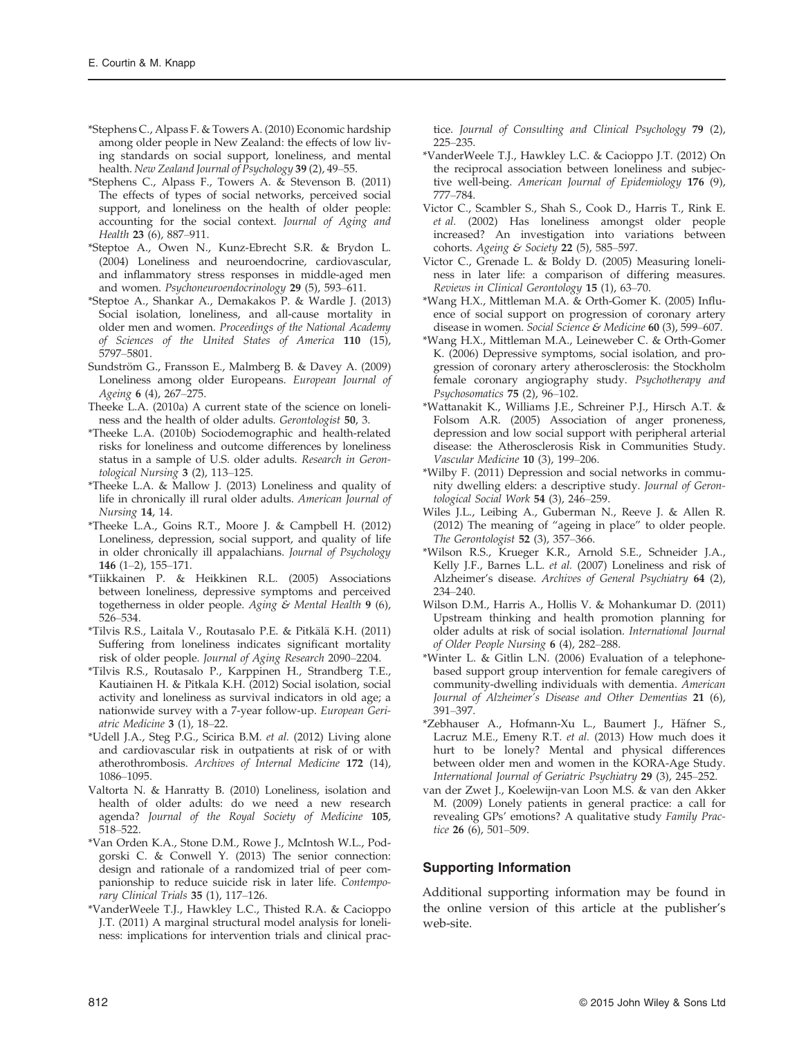*Stephens C., Alpass F. & Towers A. (2010) Economic hardship among older people in New Zealand: the effects of low living standards on social support, loneliness, and mental health. *New Zealand Journal of Psychology* **39** (2), 49–55.

*Stephens C., Alpass F., Towers A. & Stevenson B. (2011) The effects of types of social networks, perceived social support, and loneliness on the health of older people: accounting for the social context. *Journal of Aging and Health* **23** (6), 887–911.

*Steptoe A., Owen N., Kunz-Ebrecht S.R. & Brydon L. (2004) Loneliness and neuroendocrine, cardiovascular, and inflammatory stress responses in middle-aged men and women. *Psychoneuroendocrinology* **29** (5), 593–611.

*Steptoe A., Shankar A., Demakakos P. & Wardle J. (2013) Social isolation, loneliness, and all-cause mortality in older men and women. *Proceedings of the National Academy of Sciences of the United States of America* **110** (15), 5797–5801.

Sundström G., Fransson E., Malmberg B. & Davey A. (2009) Loneliness among older Europeans. *European Journal of Ageing* **6** (4), 267–275.

Theeke L.A. (2010a) A current state of the science on loneliness and the health of older adults. *Gerontologist* **50**, 3.

*Theeke L.A. (2010b) Sociodemographic and health-related risks for loneliness and outcome differences by loneliness status in a sample of U.S. older adults. *Research in Gerontological Nursing* **3** (2), 113–125.

*Theeke L.A. & Mallow J. (2013) Loneliness and quality of life in chronically ill rural older adults. *American Journal of Nursing* **14**, 14.

*Theeke L.A., Goins R.T., Moore J. & Campbell H. (2012) Loneliness, depression, social support, and quality of life in older chronically ill appalachians. *Journal of Psychology* **146** (1–2), 155–171.

*Tiikkainen P. & Heikkinen R.L. (2005) Associations between loneliness, depressive symptoms and perceived togetherness in older people. *Aging & Mental Health* **9** (6), 526–534.

*Tilvis R.S., Laitala V., Routasalo P.E. & Pitkälä K.H. (2011) Suffering from loneliness indicates significant mortality risk of older people. *Journal of Aging Research* 2090–2204.

*Tilvis R.S., Routasalo P., Karppinen H., Strandberg T.E., Kautiainen H. & Pitkala K.H. (2012) Social isolation, social activity and loneliness as survival indicators in old age; a nationwide survey with a 7-year follow-up. *European Geriatric Medicine* **3** (1), 18–22.

*Udell J.A., Steg P.G., Scirica B.M. *et al.* (2012) Living alone and cardiovascular risk in outpatients at risk of or with atherothrombosis. *Archives of Internal Medicine* **172** (14), 1086–1095.

Valtorta N. & Hanratty B. (2010) Loneliness, isolation and health of older adults: do we need a new research agenda? *Journal of the Royal Society of Medicine* **105**, 518–522.

*Van Orden K.A., Stone D.M., Rowe J., McIntosh W.L., Podgorski C. & Conwell Y. (2013) The senior connection: design and rationale of a randomized trial of peer companionship to reduce suicide risk in later life. *Contemporary Clinical Trials* **35** (1), 117–126.

*VanderWeele T.J., Hawkley L.C., Thisted R.A. & Cacioppo J.T. (2011) A marginal structural model analysis for loneliness: implications for intervention trials and clinical practice. *Journal of Consulting and Clinical Psychology* **79** (2), 225–235.

*VanderWeele T.J., Hawkley L.C. & Cacioppo J.T. (2012) On the reciprocal association between loneliness and subjective well-being. *American Journal of Epidemiology* **176** (9), 777–784.

Victor C., Scambler S., Shah S., Cook D., Harris T., Rink E. *et al.* (2002) Has loneliness amongst older people increased? An investigation into variations between cohorts. *Ageing & Society* **22** (5), 585–597.

Victor C., Grenade L. & Boldy D. (2005) Measuring loneliness in later life: a comparison of differing measures. *Reviews in Clinical Gerontology* **15** (1), 63–70.

*Wang H.X., Mittleman M.A. & Orth-Gomer K. (2005) Influence of social support on progression of coronary artery disease in women. *Social Science & Medicine* **60** (3), 599–607.

*Wang H.X., Mittleman M.A., Leineweber C. & Orth-Gomer K. (2006) Depressive symptoms, social isolation, and progression of coronary artery atherosclerosis: the Stockholm female coronary angiography study. *Psychotherapy and Psychosomatics* **75** (2), 96–102.

*Wattanakit K., Williams J.E., Schreiner P.J., Hirsch A.T. & Folsom A.R. (2005) Association of anger proneness, depression and low social support with peripheral arterial disease: the Atherosclerosis Risk in Communities Study. *Vascular Medicine* **10** (3), 199–206.

*Wilby F. (2011) Depression and social networks in community dwelling elders: a descriptive study. *Journal of Gerontological Social Work* **54** (3), 246–259.

Wiles J.L., Leibing A., Guberman N., Reeve J. & Allen R. (2012) The meaning of "ageing in place" to older people. *The Gerontologist* **52** (3), 357–366.

*Wilson R.S., Krueger K.R., Arnold S.E., Schneider J.A., Kelly J.F., Barnes L.L. *et al.* (2007) Loneliness and risk of Alzheimer's disease. *Archives of General Psychiatry* **64** (2), 234–240.

Wilson D.M., Harris A., Hollis V. & Mohankumar D. (2011) Upstream thinking and health promotion planning for older adults at risk of social isolation. *International Journal of Older People Nursing* **6** (4), 282–288.

*Winter L. & Gitlin L.N. (2006) Evaluation of a telephone-based support group intervention for female caregivers of community-dwelling individuals with dementia. *American Journal of Alzheimer's Disease and Other Dementias* **21** (6), 391–397.

*Zebhauser A., Hofmann-Xu L., Baumert J., Häfner S., Lacruz M.E., Emeny R.T. *et al.* (2013) How much does it hurt to be lonely? Mental and physical differences between older men and women in the KORA-Age Study. *International Journal of Geriatric Psychiatry* **29** (3), 245–252.

van der Zwet J., Koelewijn-van Loon M.S. & van den Akker M. (2009) Lonely patients in general practice: a call for revealing GPs' emotions? A qualitative study *Family Practice* **26** (6), 501–509.

## Supporting Information

Additional supporting information may be found in the online version of this article at the publisher's web-site.